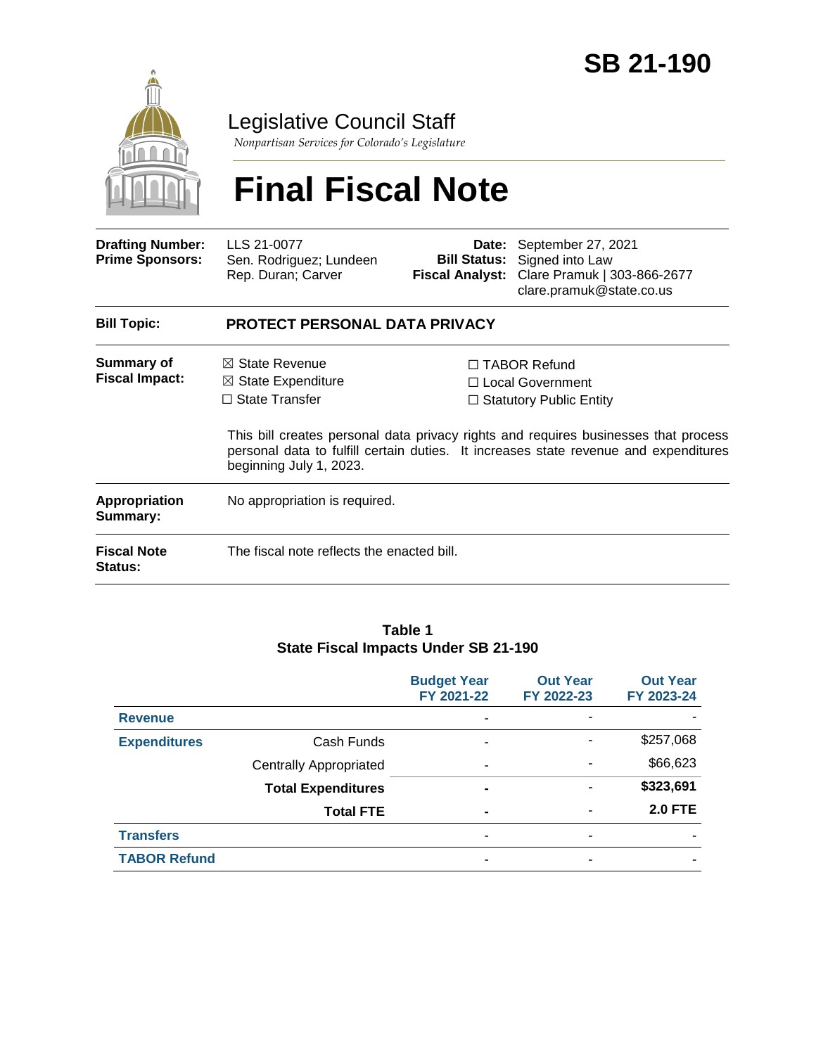# SB 21-190

## Legislative Council Staff

*Nonpartisan Services for Colorado's Legislature*

# Final Fiscal Note

| | | | |
|---|---|---|---|
| **Drafting Number:** | LLS 21-0077 | **Date:** | September 27, 2021 |
| **Prime Sponsors:** | Sen. Rodriguez; Lundeen<br>Rep. Duran; Carver | **Bill Status:** | Signed into Law |
| | | **Fiscal Analyst:** | Clare Pramuk \| 303-866-2677<br>clare.pramuk@state.co.us |

**Bill Topic:** **PROTECT PERSONAL DATA PRIVACY**

**Summary of Fiscal Impact:**

- ☒ State Revenue
- ☒ State Expenditure
- ☐ State Transfer
- ☐ TABOR Refund
- ☐ Local Government
- ☐ Statutory Public Entity

This bill creates personal data privacy rights and requires businesses that process personal data to fulfill certain duties. It increases state revenue and expenditures beginning July 1, 2023.

**Appropriation Summary:** No appropriation is required.

**Fiscal Note Status:** The fiscal note reflects the enacted bill.

**Table 1**
**State Fiscal Impacts Under SB 21-190**

| | | Budget Year FY 2021-22 | Out Year FY 2022-23 | Out Year FY 2023-24 |
|---|---|---|---|---|
| **Revenue** | | - | - | - |
| **Expenditures** | Cash Funds | - | - | $257,068 |
| | Centrally Appropriated | - | - | $66,623 |
| | **Total Expenditures** | **-** | - | **$323,691** |
| | **Total FTE** | **-** | - | **2.0 FTE** |
| **Transfers** | | - | - | - |
| **TABOR Refund** | | - | - | - |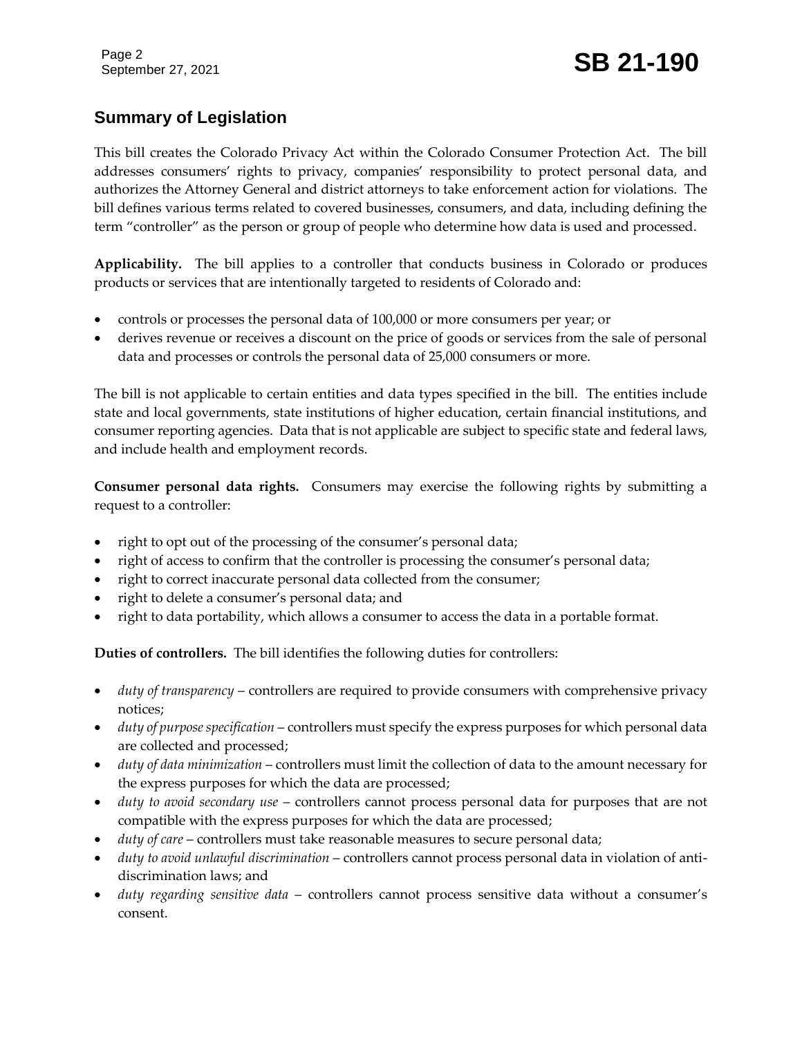## Summary of Legislation

This bill creates the Colorado Privacy Act within the Colorado Consumer Protection Act. The bill addresses consumers' rights to privacy, companies' responsibility to protect personal data, and authorizes the Attorney General and district attorneys to take enforcement action for violations. The bill defines various terms related to covered businesses, consumers, and data, including defining the term "controller" as the person or group of people who determine how data is used and processed.

**Applicability.** The bill applies to a controller that conducts business in Colorado or produces products or services that are intentionally targeted to residents of Colorado and:

- controls or processes the personal data of 100,000 or more consumers per year; or
- derives revenue or receives a discount on the price of goods or services from the sale of personal data and processes or controls the personal data of 25,000 consumers or more.

The bill is not applicable to certain entities and data types specified in the bill. The entities include state and local governments, state institutions of higher education, certain financial institutions, and consumer reporting agencies. Data that is not applicable are subject to specific state and federal laws, and include health and employment records.

**Consumer personal data rights.** Consumers may exercise the following rights by submitting a request to a controller:

- right to opt out of the processing of the consumer's personal data;
- right of access to confirm that the controller is processing the consumer's personal data;
- right to correct inaccurate personal data collected from the consumer;
- right to delete a consumer's personal data; and
- right to data portability, which allows a consumer to access the data in a portable format.

**Duties of controllers.** The bill identifies the following duties for controllers:

- *duty of transparency* – controllers are required to provide consumers with comprehensive privacy notices;
- *duty of purpose specification* – controllers must specify the express purposes for which personal data are collected and processed;
- *duty of data minimization* – controllers must limit the collection of data to the amount necessary for the express purposes for which the data are processed;
- *duty to avoid secondary use* – controllers cannot process personal data for purposes that are not compatible with the express purposes for which the data are processed;
- *duty of care* – controllers must take reasonable measures to secure personal data;
- *duty to avoid unlawful discrimination* – controllers cannot process personal data in violation of anti-discrimination laws; and
- *duty regarding sensitive data* – controllers cannot process sensitive data without a consumer's consent.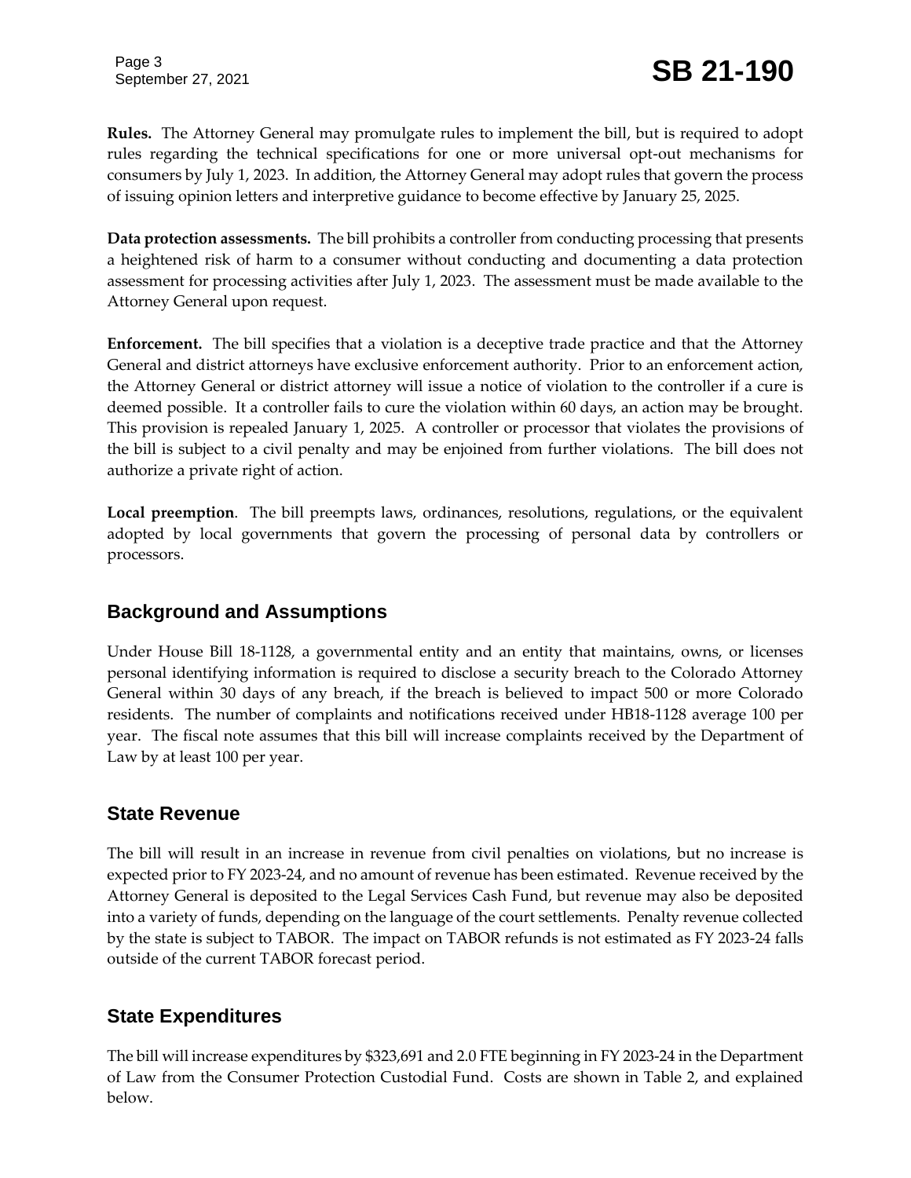**Rules.** The Attorney General may promulgate rules to implement the bill, but is required to adopt rules regarding the technical specifications for one or more universal opt-out mechanisms for consumers by July 1, 2023. In addition, the Attorney General may adopt rules that govern the process of issuing opinion letters and interpretive guidance to become effective by January 25, 2025.

**Data protection assessments.** The bill prohibits a controller from conducting processing that presents a heightened risk of harm to a consumer without conducting and documenting a data protection assessment for processing activities after July 1, 2023. The assessment must be made available to the Attorney General upon request.

**Enforcement.** The bill specifies that a violation is a deceptive trade practice and that the Attorney General and district attorneys have exclusive enforcement authority. Prior to an enforcement action, the Attorney General or district attorney will issue a notice of violation to the controller if a cure is deemed possible. It a controller fails to cure the violation within 60 days, an action may be brought. This provision is repealed January 1, 2025. A controller or processor that violates the provisions of the bill is subject to a civil penalty and may be enjoined from further violations. The bill does not authorize a private right of action.

**Local preemption**. The bill preempts laws, ordinances, resolutions, regulations, or the equivalent adopted by local governments that govern the processing of personal data by controllers or processors.

## Background and Assumptions

Under House Bill 18-1128, a governmental entity and an entity that maintains, owns, or licenses personal identifying information is required to disclose a security breach to the Colorado Attorney General within 30 days of any breach, if the breach is believed to impact 500 or more Colorado residents. The number of complaints and notifications received under HB18-1128 average 100 per year. The fiscal note assumes that this bill will increase complaints received by the Department of Law by at least 100 per year.

## State Revenue

The bill will result in an increase in revenue from civil penalties on violations, but no increase is expected prior to FY 2023-24, and no amount of revenue has been estimated. Revenue received by the Attorney General is deposited to the Legal Services Cash Fund, but revenue may also be deposited into a variety of funds, depending on the language of the court settlements. Penalty revenue collected by the state is subject to TABOR. The impact on TABOR refunds is not estimated as FY 2023-24 falls outside of the current TABOR forecast period.

## State Expenditures

The bill will increase expenditures by $323,691 and 2.0 FTE beginning in FY 2023-24 in the Department of Law from the Consumer Protection Custodial Fund. Costs are shown in Table 2, and explained below.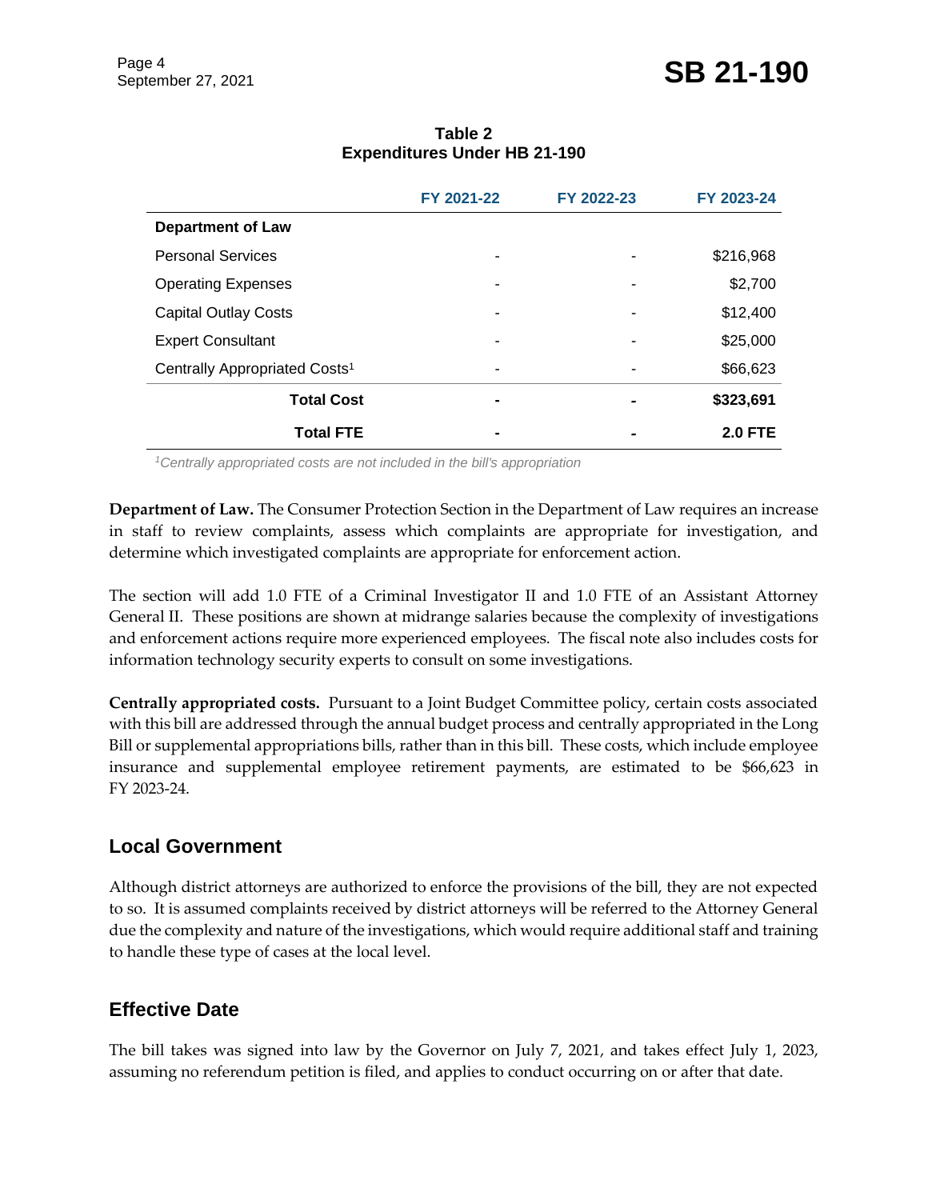**Table 2**
**Expenditures Under HB 21-190**

| | FY 2021-22 | FY 2022-23 | FY 2023-24 |
|---|---|---|---|
| **Department of Law** | | | |
| Personal Services | - | - | $216,968 |
| Operating Expenses | - | - | $2,700 |
| Capital Outlay Costs | - | - | $12,400 |
| Expert Consultant | - | - | $25,000 |
| Centrally Appropriated Costs[1] | - | - | $66,623 |
| **Total Cost** | **-** | **-** | **$323,691** |
| **Total FTE** | **-** | **-** | **2.0 FTE** |

*[1]Centrally appropriated costs are not included in the bill's appropriation*

**Department of Law.** The Consumer Protection Section in the Department of Law requires an increase in staff to review complaints, assess which complaints are appropriate for investigation, and determine which investigated complaints are appropriate for enforcement action.

The section will add 1.0 FTE of a Criminal Investigator II and 1.0 FTE of an Assistant Attorney General II. These positions are shown at midrange salaries because the complexity of investigations and enforcement actions require more experienced employees. The fiscal note also includes costs for information technology security experts to consult on some investigations.

**Centrally appropriated costs.** Pursuant to a Joint Budget Committee policy, certain costs associated with this bill are addressed through the annual budget process and centrally appropriated in the Long Bill or supplemental appropriations bills, rather than in this bill. These costs, which include employee insurance and supplemental employee retirement payments, are estimated to be $66,623 in FY 2023-24.

## Local Government

Although district attorneys are authorized to enforce the provisions of the bill, they are not expected to so. It is assumed complaints received by district attorneys will be referred to the Attorney General due the complexity and nature of the investigations, which would require additional staff and training to handle these type of cases at the local level.

## Effective Date

The bill takes was signed into law by the Governor on July 7, 2021, and takes effect July 1, 2023, assuming no referendum petition is filed, and applies to conduct occurring on or after that date.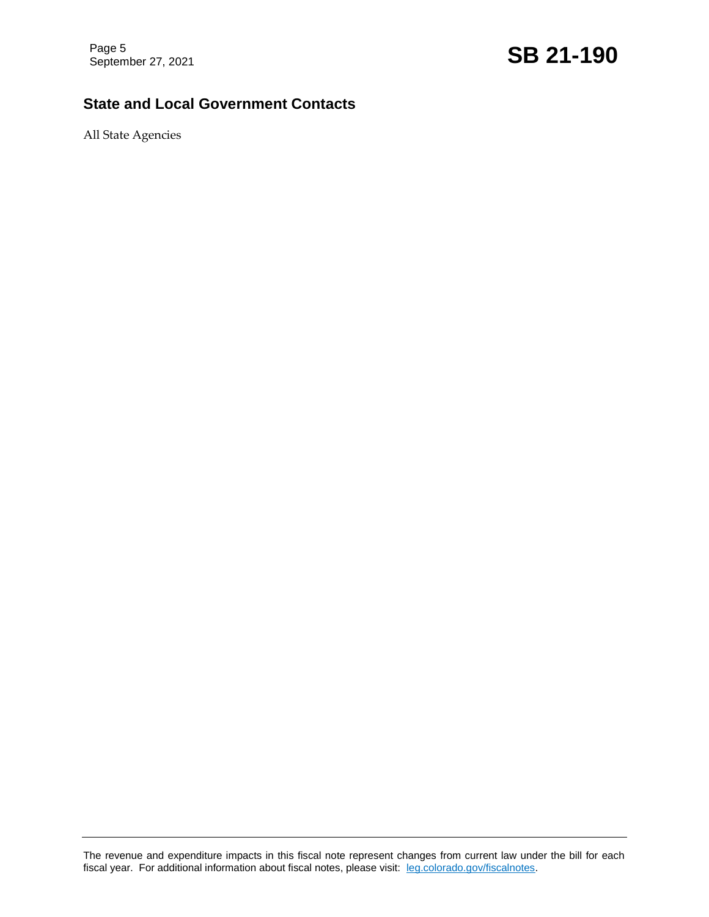## State and Local Government Contacts

All State Agencies

The revenue and expenditure impacts in this fiscal note represent changes from current law under the bill for each fiscal year. For additional information about fiscal notes, please visit: leg.colorado.gov/fiscalnotes.